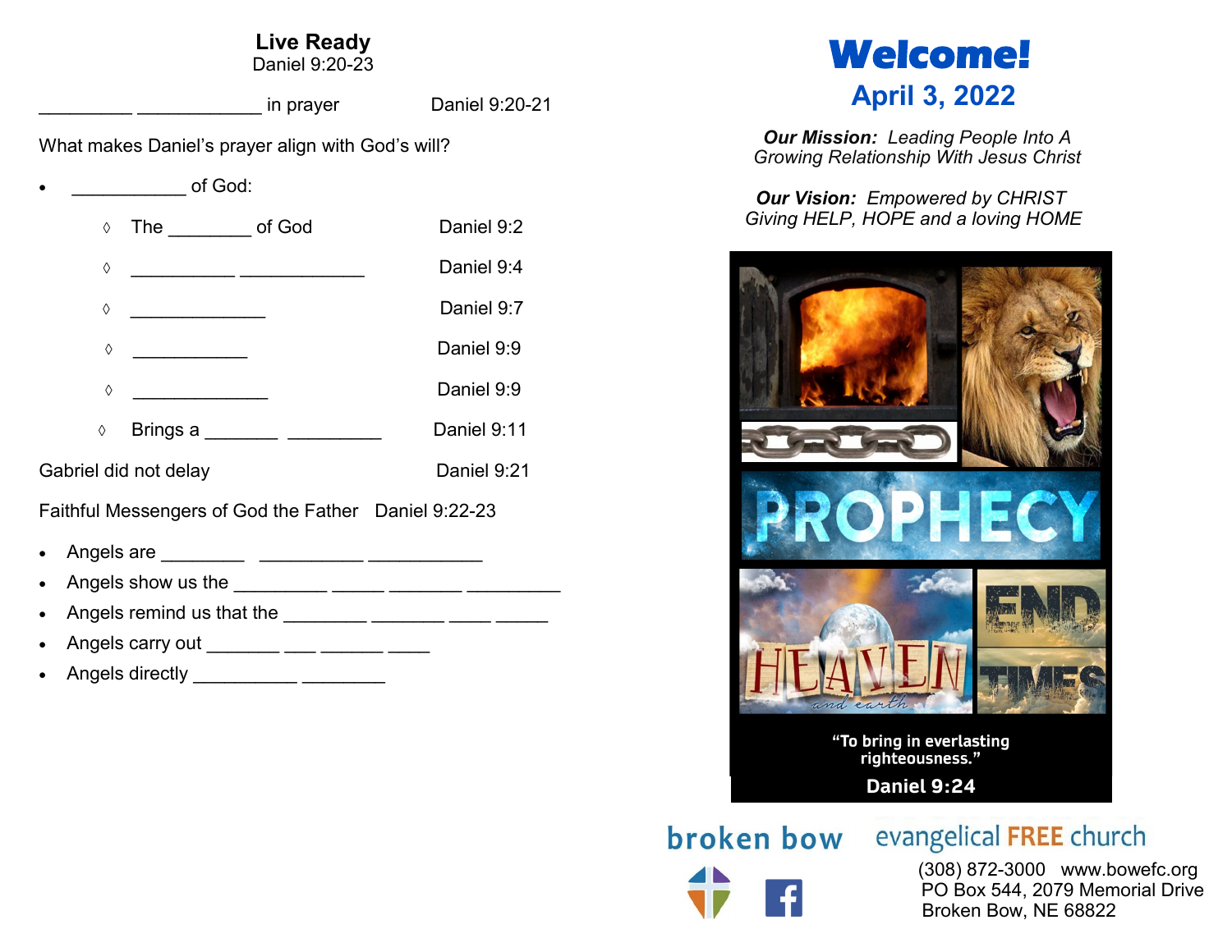## Live Ready
Daniel 9:20-23

_________ ____________ in prayer Daniel 9:20-21

What makes Daniel's prayer align with God's will?

- ___________ of God:
  - ◊ The ________ of God Daniel 9:2
  - ◊ __________ ____________ Daniel 9:4
  - ◊ _____________ Daniel 9:7
  - ◊ ___________ Daniel 9:9
  - ◊ _____________ Daniel 9:9
  - ◊ Brings a _______ _________ Daniel 9:11

Gabriel did not delay Daniel 9:21

Faithful Messengers of God the Father Daniel 9:22-23

- Angels are ________ __________ ___________
- Angels show us the _________ _____ _______ _________
- Angels remind us that the ________ _______ ____ _____
- Angels carry out _______ ___ ______ ____
- Angels directly __________ ________

# Welcome!
## April 3, 2022

***Our Mission:*** *Leading People Into A Growing Relationship With Jesus Christ*

***Our Vision:*** *Empowered by CHRIST Giving HELP, HOPE and a loving HOME*

PROPHECY

HEAVEN and earth

END TIMES

"To bring in everlasting righteousness."

Daniel 9:24

broken bow evangelical FREE church

(308) 872-3000 www.bowefc.org
PO Box 544, 2079 Memorial Drive
Broken Bow, NE 68822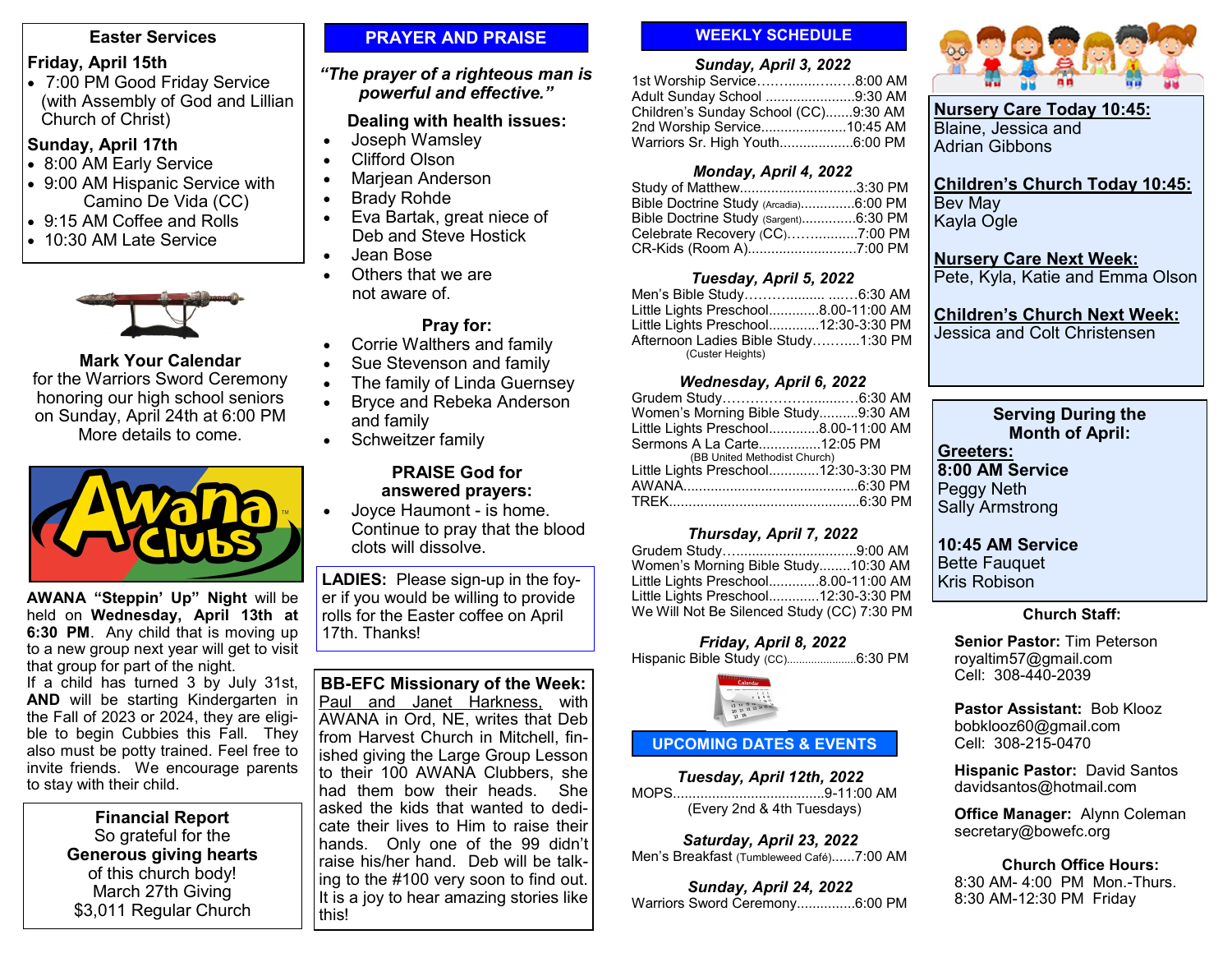## Easter Services

**Friday, April 15th**

- 7:00 PM Good Friday Service (with Assembly of God and Lillian Church of Christ)

**Sunday, April 17th**

- 8:00 AM Early Service
- 9:00 AM Hispanic Service with Camino De Vida (CC)
- 9:15 AM Coffee and Rolls
- 10:30 AM Late Service

**Mark Your Calendar**
for the Warriors Sword Ceremony honoring our high school seniors on Sunday, April 24th at 6:00 PM
More details to come.

**AWANA "Steppin' Up" Night** will be held on **Wednesday, April 13th at 6:30 PM**. Any child that is moving up to a new group next year will get to visit that group for part of the night.

If a child has turned 3 by July 31st, **AND** will be starting Kindergarten in the Fall of 2023 or 2024, they are eligible to begin Cubbies this Fall. They also must be potty trained. Feel free to invite friends. We encourage parents to stay with their child.

**Financial Report**
So grateful for the
**Generous giving hearts**
of this church body!
March 27th Giving
$3,011 Regular Church

## PRAYER AND PRAISE

***"The prayer of a righteous man is powerful and effective."***

**Dealing with health issues:**

- Joseph Wamsley
- Clifford Olson
- Marjean Anderson
- Brady Rohde
- Eva Bartak, great niece of Deb and Steve Hostick
- Jean Bose
- Others that we are not aware of.

**Pray for:**

- Corrie Walthers and family
- Sue Stevenson and family
- The family of Linda Guernsey
- Bryce and Rebeka Anderson and family
- Schweitzer family

**PRAISE God for answered prayers:**

- Joyce Haumont - is home. Continue to pray that the blood clots will dissolve.

**LADIES:** Please sign-up in the foyer if you would be willing to provide rolls for the Easter coffee on April 17th. Thanks!

**BB-EFC Missionary of the Week:** Paul and Janet Harkness, with AWANA in Ord, NE, writes that Deb from Harvest Church in Mitchell, finished giving the Large Group Lesson to their 100 AWANA Clubbers, she had them bow their heads. She asked the kids that wanted to dedicate their lives to Him to raise their hands. Only one of the 99 didn't raise his/her hand. Deb will be talking to the #100 very soon to find out. It is a joy to hear amazing stories like this!

## WEEKLY SCHEDULE

***Sunday, April 3, 2022***

1st Worship Service……..........…….8:00 AM
Adult Sunday School .......................9:30 AM
Children's Sunday School (CC).......9:30 AM
2nd Worship Service......................10:45 AM
Warriors Sr. High Youth...................6:00 PM

***Monday, April 4, 2022***

Study of Matthew..............................3:30 PM
Bible Doctrine Study (Arcadia)..............6:00 PM
Bible Doctrine Study (Sargent)..............6:30 PM
Celebrate Recovery (CC)……...........7:00 PM
CR-Kids (Room A)............................7:00 PM

***Tuesday, April 5, 2022***

Men's Bible Study……….......... .......6:30 AM
Little Lights Preschool.............8.00-11:00 AM
Little Lights Preschool.............12:30-3:30 PM
Afternoon Ladies Bible Study………..1:30 PM
(Custer Heights)

***Wednesday, April 6, 2022***

Grudem Study……………..…...........6:30 AM
Women's Morning Bible Study..........9:30 AM
Little Lights Preschool.............8.00-11:00 AM
Sermons A La Carte................12:05 PM
(BB United Methodist Church)
Little Lights Preschool.............12:30-3:30 PM
AWANA.............................................6:30 PM
TREK.................................................6:30 PM

***Thursday, April 7, 2022***

Grudem Study…..............................9:00 AM
Women's Morning Bible Study........10:30 AM
Little Lights Preschool.............8.00-11:00 AM
Little Lights Preschool.............12:30-3:30 PM
We Will Not Be Silenced Study (CC) 7:30 PM

***Friday, April 8, 2022***

Hispanic Bible Study (CC)......................6:30 PM

## UPCOMING DATES & EVENTS

***Tuesday, April 12th, 2022***

MOPS.......................................9-11:00 AM
(Every 2nd & 4th Tuesdays)

***Saturday, April 23, 2022***

Men's Breakfast (Tumbleweed Café)......7:00 AM

***Sunday, April 24, 2022***

Warriors Sword Ceremony...............6:00 PM

**Nursery Care Today 10:45:**
Blaine, Jessica and Adrian Gibbons

**Children's Church Today 10:45:**
Bev May
Kayla Ogle

**Nursery Care Next Week:**
Pete, Kyla, Katie and Emma Olson

**Children's Church Next Week:**
Jessica and Colt Christensen

**Serving During the Month of April:**

**Greeters:**

**8:00 AM Service**
Peggy Neth
Sally Armstrong

**10:45 AM Service**
Bette Fauquet
Kris Robison

**Church Staff:**

**Senior Pastor:** Tim Peterson
royaltim57@gmail.com
Cell: 308-440-2039

**Pastor Assistant:** Bob Klooz
bobklooz60@gmail.com
Cell: 308-215-0470

**Hispanic Pastor:** David Santos
davidsantos@hotmail.com

**Office Manager:** Alynn Coleman
secretary@bowefc.org

**Church Office Hours:**
8:30 AM- 4:00 PM Mon.-Thurs.
8:30 AM-12:30 PM Friday